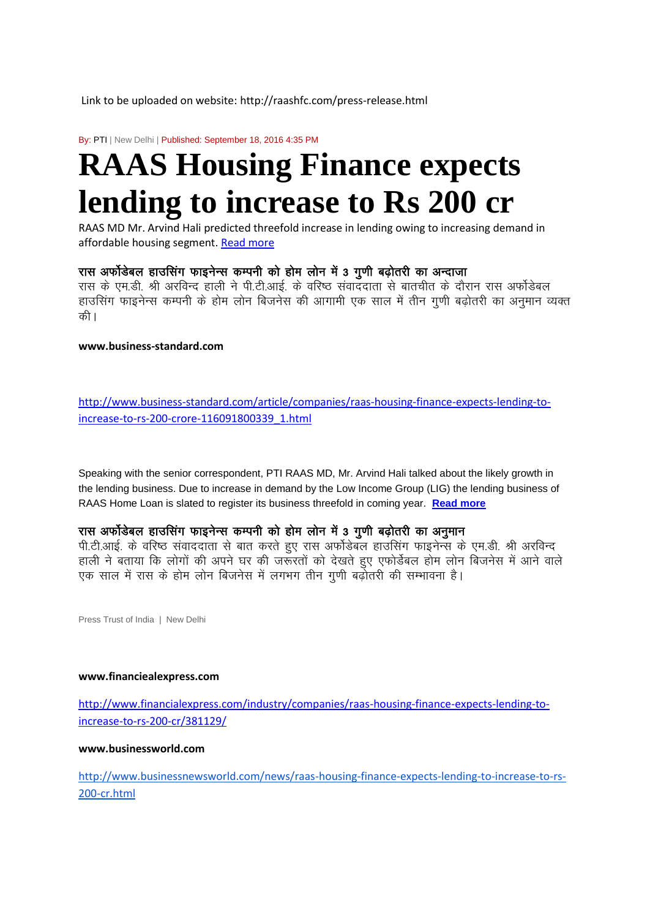Link to be uploaded on website: http://raashfc.com/press-release.html

By: PTI | New Delhi | Published: September 18, 2016 4:35 PM

# RAAS Housing Finance expects lending to increase to Rs 200 cr

RAAS MD Mr. Arvind Hali predicted threefold increase in lending owing to increasing demand in affordable housing segment. Read more

**रास अर्फोडेबल हाउसिंग फाइनेन्स कम्पनी को होम लोन में 3 गुणी बढ़ोतरी का अन्दाजा**

रास के एम.डी. श्री अरविन्द हाली ने पी.टी.आई. के वरिष्ठ संवाददाता से बातचीत के दौरान रास अर्फोडेबल हाउसिंग फाइनेन्स कम्पनी के होम लोन बिजनेस की आगामी एक साल में तीन गुणी बढ़ोतरी का अनुमान व्यक्त की।

**www.business-standard.com**

http://www.business-standard.com/article/companies/raas-housing-finance-expects-lending-to-increase-to-rs-200-crore-116091800339_1.html

Speaking with the senior correspondent, PTI RAAS MD, Mr. Arvind Hali talked about the likely growth in the lending business. Due to increase in demand by the Low Income Group (LIG) the lending business of RAAS Home Loan is slated to register its business threefold in coming year. **Read more**

**रास अर्फोडेबल हाउसिंग फाइनेन्स कम्पनी को होम लोन में 3 गुणी बढ़ोतरी का अनुमान**

पी.टी.आई. के वरिष्ठ संवाददाता से बात करते हुए रास अर्फोडेबल हाउसिंग फाइनेन्स के एम.डी. श्री अरविन्द हाली ने बताया कि लोगों की अपने घर की जरूरतों को देखते हुए एफोर्डेबल होम लोन बिजनेस में आने वाले एक साल में रास के होम लोन बिजनेस में लगभग तीन गुणी बढ़ोतरी की सम्भावना है।

Press Trust of India | New Delhi

**www.financiealexpress.com**

http://www.financialexpress.com/industry/companies/raas-housing-finance-expects-lending-to-increase-to-rs-200-cr/381129/

**www.businessworld.com**

http://www.businessnewsworld.com/news/raas-housing-finance-expects-lending-to-increase-to-rs-200-cr.html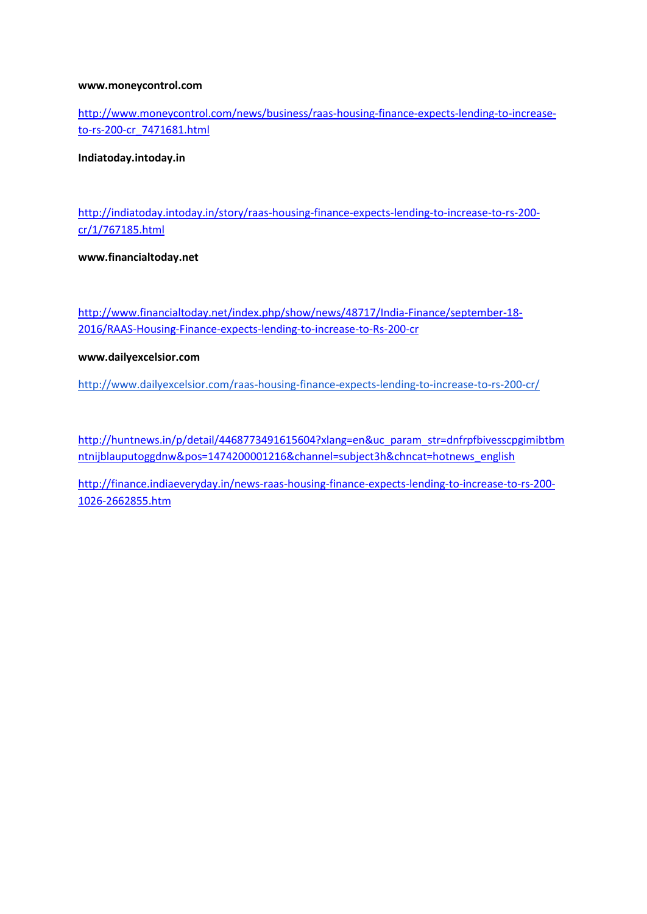**www.moneycontrol.com**

http://www.moneycontrol.com/news/business/raas-housing-finance-expects-lending-to-increase-to-rs-200-cr_7471681.html

**Indiatoday.intoday.in**

http://indiatoday.intoday.in/story/raas-housing-finance-expects-lending-to-increase-to-rs-200-cr/1/767185.html

**www.financialtoday.net**

http://www.financialtoday.net/index.php/show/news/48717/India-Finance/september-18-2016/RAAS-Housing-Finance-expects-lending-to-increase-to-Rs-200-cr

**www.dailyexcelsior.com**

http://www.dailyexcelsior.com/raas-housing-finance-expects-lending-to-increase-to-rs-200-cr/

http://huntnews.in/p/detail/4468773491615604?xlang=en&uc_param_str=dnfrpfbivesscpgimibtbmntnijblauputoggdnw&pos=1474200001216&channel=subject3h&chncat=hotnews_english

http://finance.indiaeveryday.in/news-raas-housing-finance-expects-lending-to-increase-to-rs-200-1026-2662855.htm